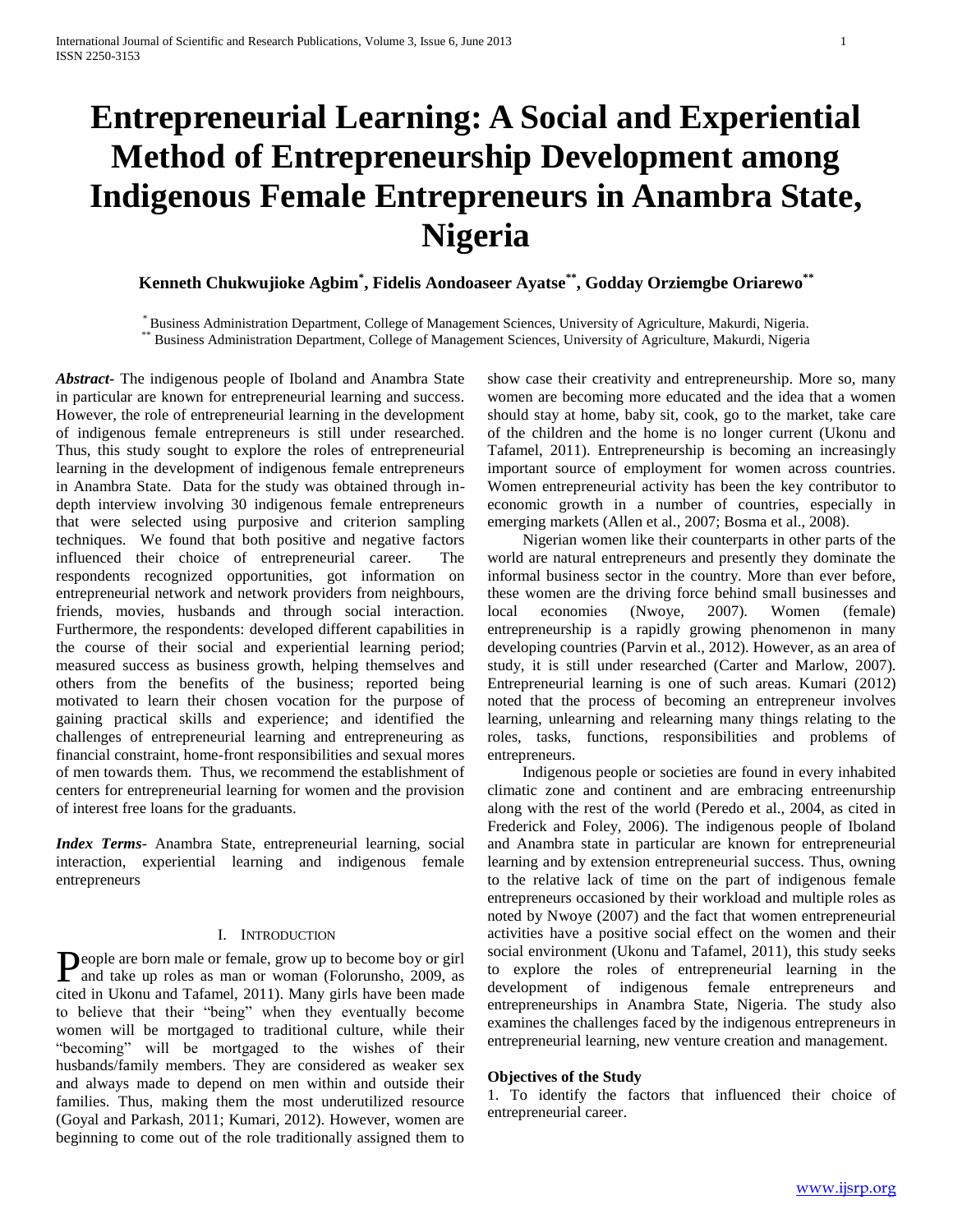# Entrepreneurial Learning: A Social and Experiential Method of Entrepreneurship Development among Indigenous Female Entrepreneurs in Anambra State, Nigeria

**Kenneth Chukwujioke Agbim[*], Fidelis Aondoaseer Ayatse[**], Godday Orziemgbe Oriarewo[**]**

[*] Business Administration Department, College of Management Sciences, University of Agriculture, Makurdi, Nigeria.
[**] Business Administration Department, College of Management Sciences, University of Agriculture, Makurdi, Nigeria

***Abstract***- The indigenous people of Iboland and Anambra State in particular are known for entrepreneurial learning and success. However, the role of entrepreneurial learning in the development of indigenous female entrepreneurs is still under researched. Thus, this study sought to explore the roles of entrepreneurial learning in the development of indigenous female entrepreneurs in Anambra State. Data for the study was obtained through in-depth interview involving 30 indigenous female entrepreneurs that were selected using purposive and criterion sampling techniques. We found that both positive and negative factors influenced their choice of entrepreneurial career. The respondents recognized opportunities, got information on entrepreneurial network and network providers from neighbours, friends, movies, husbands and through social interaction. Furthermore, the respondents: developed different capabilities in the course of their social and experiential learning period; measured success as business growth, helping themselves and others from the benefits of the business; reported being motivated to learn their chosen vocation for the purpose of gaining practical skills and experience; and identified the challenges of entrepreneurial learning and entrepreneuring as financial constraint, home-front responsibilities and sexual mores of men towards them. Thus, we recommend the establishment of centers for entrepreneurial learning for women and the provision of interest free loans for the graduants.

***Index Terms***- Anambra State, entrepreneurial learning, social interaction, experiential learning and indigenous female entrepreneurs

## I. Introduction

People are born male or female, grow up to become boy or girl and take up roles as man or woman (Folorunsho, 2009, as cited in Ukonu and Tafamel, 2011). Many girls have been made to believe that their "being" when they eventually become women will be mortgaged to traditional culture, while their "becoming" will be mortgaged to the wishes of their husbands/family members. They are considered as weaker sex and always made to depend on men within and outside their families. Thus, making them the most underutilized resource (Goyal and Parkash, 2011; Kumari, 2012). However, women are beginning to come out of the role traditionally assigned them to show case their creativity and entrepreneurship. More so, many women are becoming more educated and the idea that a women should stay at home, baby sit, cook, go to the market, take care of the children and the home is no longer current (Ukonu and Tafamel, 2011). Entrepreneurship is becoming an increasingly important source of employment for women across countries. Women entrepreneurial activity has been the key contributor to economic growth in a number of countries, especially in emerging markets (Allen et al., 2007; Bosma et al., 2008).

Nigerian women like their counterparts in other parts of the world are natural entrepreneurs and presently they dominate the informal business sector in the country. More than ever before, these women are the driving force behind small businesses and local economies (Nwoye, 2007). Women (female) entrepreneurship is a rapidly growing phenomenon in many developing countries (Parvin et al., 2012). However, as an area of study, it is still under researched (Carter and Marlow, 2007). Entrepreneurial learning is one of such areas. Kumari (2012) noted that the process of becoming an entrepreneur involves learning, unlearning and relearning many things relating to the roles, tasks, functions, responsibilities and problems of entrepreneurs.

Indigenous people or societies are found in every inhabited climatic zone and continent and are embracing entreenurship along with the rest of the world (Peredo et al., 2004, as cited in Frederick and Foley, 2006). The indigenous people of Iboland and Anambra state in particular are known for entrepreneurial learning and by extension entrepreneurial success. Thus, owning to the relative lack of time on the part of indigenous female entrepreneurs occasioned by their workload and multiple roles as noted by Nwoye (2007) and the fact that women entrepreneurial activities have a positive social effect on the women and their social environment (Ukonu and Tafamel, 2011), this study seeks to explore the roles of entrepreneurial learning in the development of indigenous female entrepreneurs and entrepreneurships in Anambra State, Nigeria. The study also examines the challenges faced by the indigenous entrepreneurs in entrepreneurial learning, new venture creation and management.

**Objectives of the Study**

1. To identify the factors that influenced their choice of entrepreneurial career.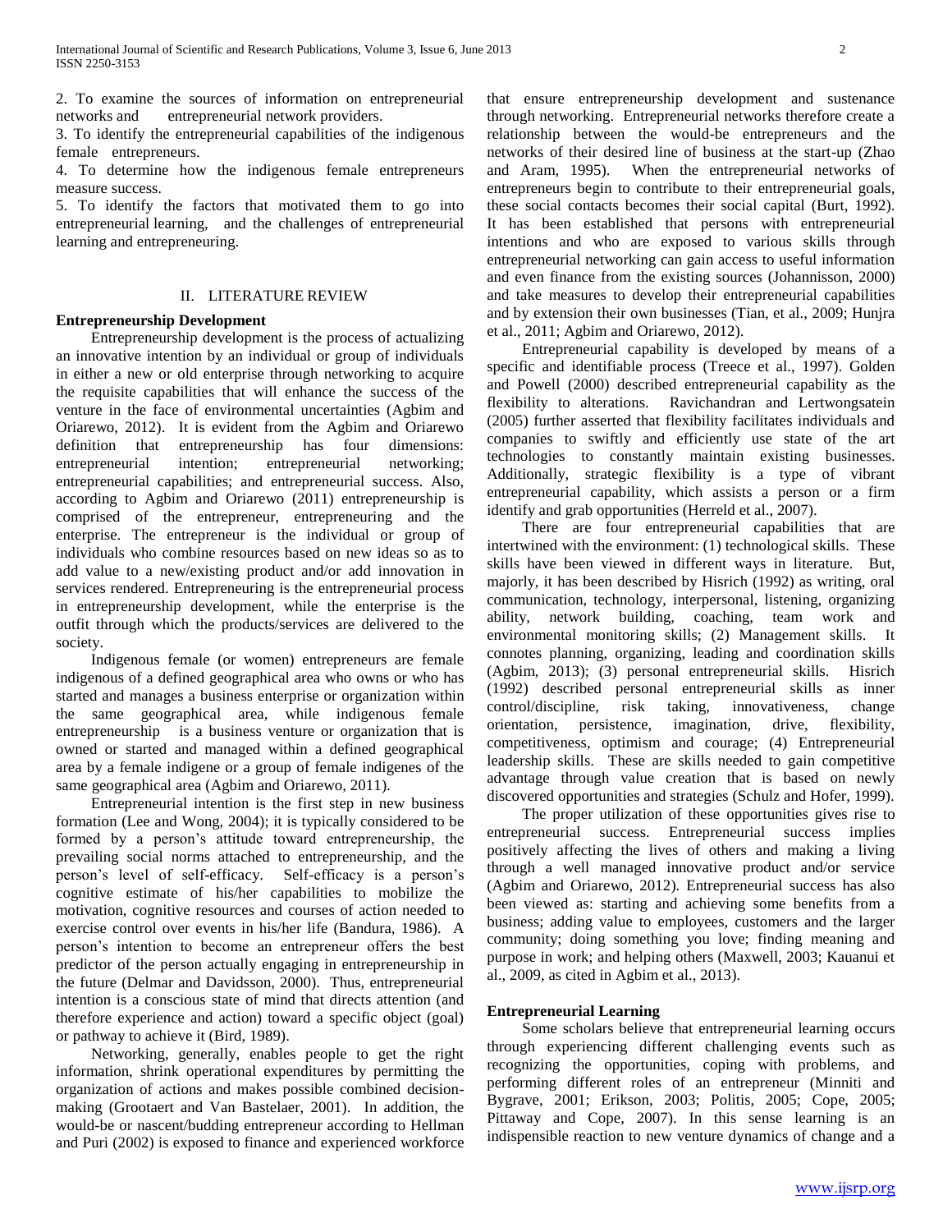2. To examine the sources of information on entrepreneurial networks and entrepreneurial network providers.

3. To identify the entrepreneurial capabilities of the indigenous female entrepreneurs.

4. To determine how the indigenous female entrepreneurs measure success.

5. To identify the factors that motivated them to go into entrepreneurial learning, and the challenges of entrepreneurial learning and entrepreneuring.

## II. LITERATURE REVIEW

### Entrepreneurship Development

Entrepreneurship development is the process of actualizing an innovative intention by an individual or group of individuals in either a new or old enterprise through networking to acquire the requisite capabilities that will enhance the success of the venture in the face of environmental uncertainties (Agbim and Oriarewo, 2012). It is evident from the Agbim and Oriarewo definition that entrepreneurship has four dimensions: entrepreneurial intention; entrepreneurial networking; entrepreneurial capabilities; and entrepreneurial success. Also, according to Agbim and Oriarewo (2011) entrepreneurship is comprised of the entrepreneur, entrepreneuring and the enterprise. The entrepreneur is the individual or group of individuals who combine resources based on new ideas so as to add value to a new/existing product and/or add innovation in services rendered. Entrepreneuring is the entrepreneurial process in entrepreneurship development, while the enterprise is the outfit through which the products/services are delivered to the society.

Indigenous female (or women) entrepreneurs are female indigenous of a defined geographical area who owns or who has started and manages a business enterprise or organization within the same geographical area, while indigenous female entrepreneurship is a business venture or organization that is owned or started and managed within a defined geographical area by a female indigene or a group of female indigenes of the same geographical area (Agbim and Oriarewo, 2011).

Entrepreneurial intention is the first step in new business formation (Lee and Wong, 2004); it is typically considered to be formed by a person's attitude toward entrepreneurship, the prevailing social norms attached to entrepreneurship, and the person's level of self-efficacy. Self-efficacy is a person's cognitive estimate of his/her capabilities to mobilize the motivation, cognitive resources and courses of action needed to exercise control over events in his/her life (Bandura, 1986). A person's intention to become an entrepreneur offers the best predictor of the person actually engaging in entrepreneurship in the future (Delmar and Davidsson, 2000). Thus, entrepreneurial intention is a conscious state of mind that directs attention (and therefore experience and action) toward a specific object (goal) or pathway to achieve it (Bird, 1989).

Networking, generally, enables people to get the right information, shrink operational expenditures by permitting the organization of actions and makes possible combined decision-making (Grootaert and Van Bastelaer, 2001). In addition, the would-be or nascent/budding entrepreneur according to Hellman and Puri (2002) is exposed to finance and experienced workforce that ensure entrepreneurship development and sustenance through networking. Entrepreneurial networks therefore create a relationship between the would-be entrepreneurs and the networks of their desired line of business at the start-up (Zhao and Aram, 1995). When the entrepreneurial networks of entrepreneurs begin to contribute to their entrepreneurial goals, these social contacts becomes their social capital (Burt, 1992). It has been established that persons with entrepreneurial intentions and who are exposed to various skills through entrepreneurial networking can gain access to useful information and even finance from the existing sources (Johannisson, 2000) and take measures to develop their entrepreneurial capabilities and by extension their own businesses (Tian, et al., 2009; Hunjra et al., 2011; Agbim and Oriarewo, 2012).

Entrepreneurial capability is developed by means of a specific and identifiable process (Treece et al., 1997). Golden and Powell (2000) described entrepreneurial capability as the flexibility to alterations. Ravichandran and Lertwongsatein (2005) further asserted that flexibility facilitates individuals and companies to swiftly and efficiently use state of the art technologies to constantly maintain existing businesses. Additionally, strategic flexibility is a type of vibrant entrepreneurial capability, which assists a person or a firm identify and grab opportunities (Herreld et al., 2007).

There are four entrepreneurial capabilities that are intertwined with the environment: (1) technological skills. These skills have been viewed in different ways in literature. But, majorly, it has been described by Hisrich (1992) as writing, oral communication, technology, interpersonal, listening, organizing ability, network building, coaching, team work and environmental monitoring skills; (2) Management skills. It connotes planning, organizing, leading and coordination skills (Agbim, 2013); (3) personal entrepreneurial skills. Hisrich (1992) described personal entrepreneurial skills as inner control/discipline, risk taking, innovativeness, change orientation, persistence, imagination, drive, flexibility, competitiveness, optimism and courage; (4) Entrepreneurial leadership skills. These are skills needed to gain competitive advantage through value creation that is based on newly discovered opportunities and strategies (Schulz and Hofer, 1999).

The proper utilization of these opportunities gives rise to entrepreneurial success. Entrepreneurial success implies positively affecting the lives of others and making a living through a well managed innovative product and/or service (Agbim and Oriarewo, 2012). Entrepreneurial success has also been viewed as: starting and achieving some benefits from a business; adding value to employees, customers and the larger community; doing something you love; finding meaning and purpose in work; and helping others (Maxwell, 2003; Kauanui et al., 2009, as cited in Agbim et al., 2013).

### Entrepreneurial Learning

Some scholars believe that entrepreneurial learning occurs through experiencing different challenging events such as recognizing the opportunities, coping with problems, and performing different roles of an entrepreneur (Minniti and Bygrave, 2001; Erikson, 2003; Politis, 2005; Cope, 2005; Pittaway and Cope, 2007). In this sense learning is an indispensible reaction to new venture dynamics of change and a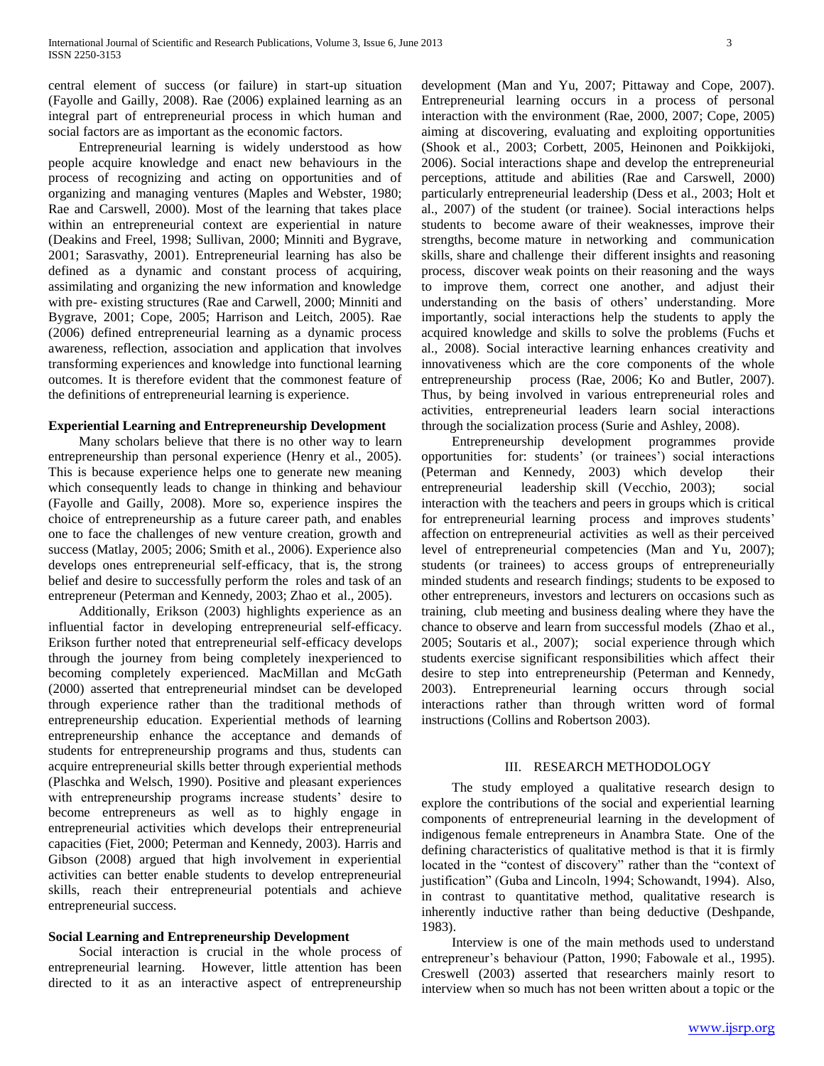central element of success (or failure) in start-up situation (Fayolle and Gailly, 2008). Rae (2006) explained learning as an integral part of entrepreneurial process in which human and social factors are as important as the economic factors.

Entrepreneurial learning is widely understood as how people acquire knowledge and enact new behaviours in the process of recognizing and acting on opportunities and of organizing and managing ventures (Maples and Webster, 1980; Rae and Carswell, 2000). Most of the learning that takes place within an entrepreneurial context are experiential in nature (Deakins and Freel, 1998; Sullivan, 2000; Minniti and Bygrave, 2001; Sarasvathy, 2001). Entrepreneurial learning has also be defined as a dynamic and constant process of acquiring, assimilating and organizing the new information and knowledge with pre- existing structures (Rae and Carwell, 2000; Minniti and Bygrave, 2001; Cope, 2005; Harrison and Leitch, 2005). Rae (2006) defined entrepreneurial learning as a dynamic process awareness, reflection, association and application that involves transforming experiences and knowledge into functional learning outcomes. It is therefore evident that the commonest feature of the definitions of entrepreneurial learning is experience.

**Experiential Learning and Entrepreneurship Development**

Many scholars believe that there is no other way to learn entrepreneurship than personal experience (Henry et al., 2005). This is because experience helps one to generate new meaning which consequently leads to change in thinking and behaviour (Fayolle and Gailly, 2008). More so, experience inspires the choice of entrepreneurship as a future career path, and enables one to face the challenges of new venture creation, growth and success (Matlay, 2005; 2006; Smith et al., 2006). Experience also develops ones entrepreneurial self-efficacy, that is, the strong belief and desire to successfully perform the roles and task of an entrepreneur (Peterman and Kennedy, 2003; Zhao et al., 2005).

Additionally, Erikson (2003) highlights experience as an influential factor in developing entrepreneurial self-efficacy. Erikson further noted that entrepreneurial self-efficacy develops through the journey from being completely inexperienced to becoming completely experienced. MacMillan and McGath (2000) asserted that entrepreneurial mindset can be developed through experience rather than the traditional methods of entrepreneurship education. Experiential methods of learning entrepreneurship enhance the acceptance and demands of students for entrepreneurship programs and thus, students can acquire entrepreneurial skills better through experiential methods (Plaschka and Welsch, 1990). Positive and pleasant experiences with entrepreneurship programs increase students' desire to become entrepreneurs as well as to highly engage in entrepreneurial activities which develops their entrepreneurial capacities (Fiet, 2000; Peterman and Kennedy, 2003). Harris and Gibson (2008) argued that high involvement in experiential activities can better enable students to develop entrepreneurial skills, reach their entrepreneurial potentials and achieve entrepreneurial success.

**Social Learning and Entrepreneurship Development**

Social interaction is crucial in the whole process of entrepreneurial learning. However, little attention has been directed to it as an interactive aspect of entrepreneurship development (Man and Yu, 2007; Pittaway and Cope, 2007). Entrepreneurial learning occurs in a process of personal interaction with the environment (Rae, 2000, 2007; Cope, 2005) aiming at discovering, evaluating and exploiting opportunities (Shook et al., 2003; Corbett, 2005, Heinonen and Poikkijoki, 2006). Social interactions shape and develop the entrepreneurial perceptions, attitude and abilities (Rae and Carswell, 2000) particularly entrepreneurial leadership (Dess et al., 2003; Holt et al., 2007) of the student (or trainee). Social interactions helps students to become aware of their weaknesses, improve their strengths, become mature in networking and communication skills, share and challenge their different insights and reasoning process, discover weak points on their reasoning and the ways to improve them, correct one another, and adjust their understanding on the basis of others' understanding. More importantly, social interactions help the students to apply the acquired knowledge and skills to solve the problems (Fuchs et al., 2008). Social interactive learning enhances creativity and innovativeness which are the core components of the whole entrepreneurship process (Rae, 2006; Ko and Butler, 2007). Thus, by being involved in various entrepreneurial roles and activities, entrepreneurial leaders learn social interactions through the socialization process (Surie and Ashley, 2008).

Entrepreneurship development programmes provide opportunities for: students' (or trainees') social interactions (Peterman and Kennedy, 2003) which develop their entrepreneurial leadership skill (Vecchio, 2003); social interaction with the teachers and peers in groups which is critical for entrepreneurial learning process and improves students' affection on entrepreneurial activities as well as their perceived level of entrepreneurial competencies (Man and Yu, 2007); students (or trainees) to access groups of entrepreneurially minded students and research findings; students to be exposed to other entrepreneurs, investors and lecturers on occasions such as training, club meeting and business dealing where they have the chance to observe and learn from successful models (Zhao et al., 2005; Soutaris et al., 2007); social experience through which students exercise significant responsibilities which affect their desire to step into entrepreneurship (Peterman and Kennedy, 2003). Entrepreneurial learning occurs through social interactions rather than through written word of formal instructions (Collins and Robertson 2003).

## III. RESEARCH METHODOLOGY

The study employed a qualitative research design to explore the contributions of the social and experiential learning components of entrepreneurial learning in the development of indigenous female entrepreneurs in Anambra State. One of the defining characteristics of qualitative method is that it is firmly located in the "contest of discovery" rather than the "context of justification" (Guba and Lincoln, 1994; Schowandt, 1994). Also, in contrast to quantitative method, qualitative research is inherently inductive rather than being deductive (Deshpande, 1983).

Interview is one of the main methods used to understand entrepreneur's behaviour (Patton, 1990; Fabowale et al., 1995). Creswell (2003) asserted that researchers mainly resort to interview when so much has not been written about a topic or the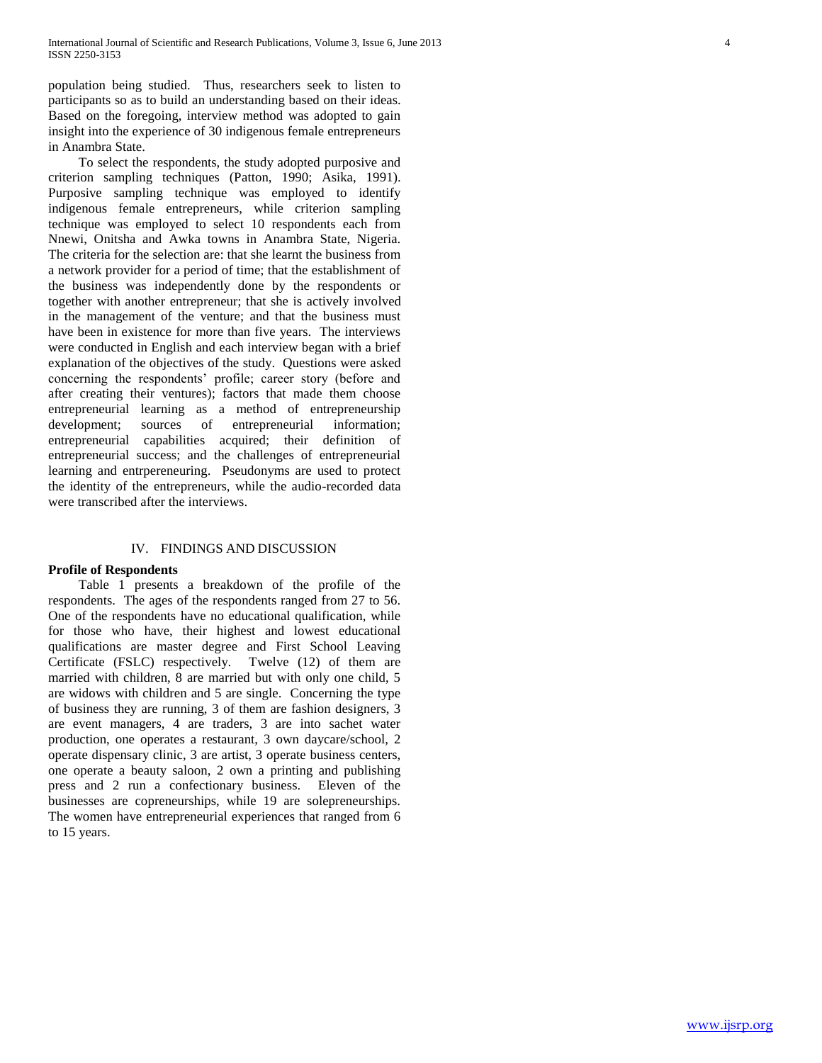population being studied. Thus, researchers seek to listen to participants so as to build an understanding based on their ideas. Based on the foregoing, interview method was adopted to gain insight into the experience of 30 indigenous female entrepreneurs in Anambra State.

To select the respondents, the study adopted purposive and criterion sampling techniques (Patton, 1990; Asika, 1991). Purposive sampling technique was employed to identify indigenous female entrepreneurs, while criterion sampling technique was employed to select 10 respondents each from Nnewi, Onitsha and Awka towns in Anambra State, Nigeria. The criteria for the selection are: that she learnt the business from a network provider for a period of time; that the establishment of the business was independently done by the respondents or together with another entrepreneur; that she is actively involved in the management of the venture; and that the business must have been in existence for more than five years. The interviews were conducted in English and each interview began with a brief explanation of the objectives of the study. Questions were asked concerning the respondents' profile; career story (before and after creating their ventures); factors that made them choose entrepreneurial learning as a method of entrepreneurship development; sources of entrepreneurial information; entrepreneurial capabilities acquired; their definition of entrepreneurial success; and the challenges of entrepreneurial learning and entrpereneuring. Pseudonyms are used to protect the identity of the entrepreneurs, while the audio-recorded data were transcribed after the interviews.

## IV. FINDINGS AND DISCUSSION

**Profile of Respondents**

Table 1 presents a breakdown of the profile of the respondents. The ages of the respondents ranged from 27 to 56. One of the respondents have no educational qualification, while for those who have, their highest and lowest educational qualifications are master degree and First School Leaving Certificate (FSLC) respectively. Twelve (12) of them are married with children, 8 are married but with only one child, 5 are widows with children and 5 are single. Concerning the type of business they are running, 3 of them are fashion designers, 3 are event managers, 4 are traders, 3 are into sachet water production, one operates a restaurant, 3 own daycare/school, 2 operate dispensary clinic, 3 are artist, 3 operate business centers, one operate a beauty saloon, 2 own a printing and publishing press and 2 run a confectionary business. Eleven of the businesses are copreneurships, while 19 are solepreneurships. The women have entrepreneurial experiences that ranged from 6 to 15 years.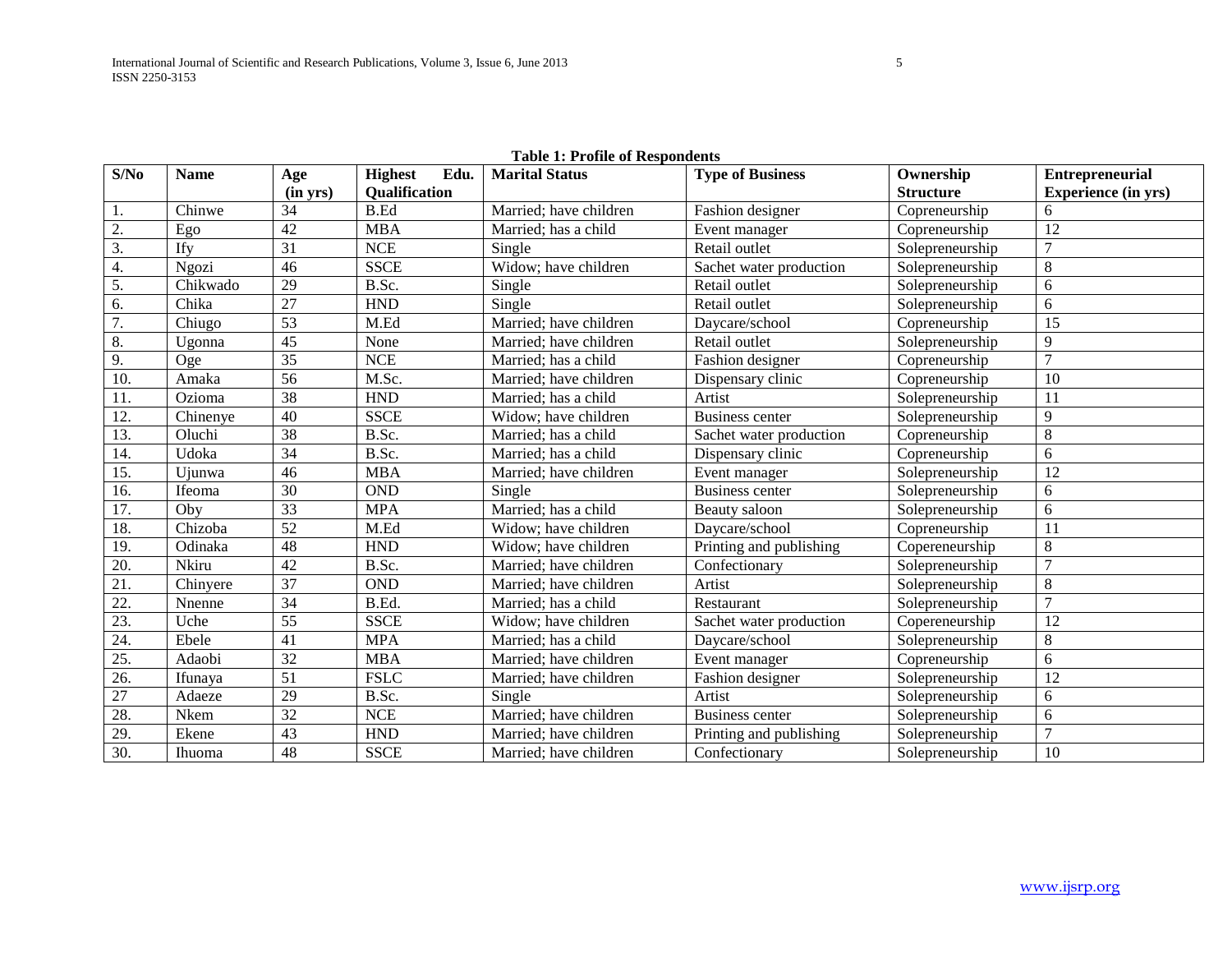**Table 1: Profile of Respondents**

| S/No | Name | Age (in yrs) | Highest Edu. Qualification | Marital Status | Type of Business | Ownership Structure | Entrepreneurial Experience (in yrs) |
|---|---|---|---|---|---|---|---|
| 1. | Chinwe | 34 | B.Ed | Married; have children | Fashion designer | Copreneurship | 6 |
| 2. | Ego | 42 | MBA | Married; has a child | Event manager | Copreneurship | 12 |
| 3. | Ify | 31 | NCE | Single | Retail outlet | Solepreneurship | 7 |
| 4. | Ngozi | 46 | SSCE | Widow; have children | Sachet water production | Solepreneurship | 8 |
| 5. | Chikwado | 29 | B.Sc. | Single | Retail outlet | Solepreneurship | 6 |
| 6. | Chika | 27 | HND | Single | Retail outlet | Solepreneurship | 6 |
| 7. | Chiugo | 53 | M.Ed | Married; have children | Daycare/school | Copreneurship | 15 |
| 8. | Ugonna | 45 | None | Married; have children | Retail outlet | Solepreneurship | 9 |
| 9. | Oge | 35 | NCE | Married; has a child | Fashion designer | Copreneurship | 7 |
| 10. | Amaka | 56 | M.Sc. | Married; have children | Dispensary clinic | Copreneurship | 10 |
| 11. | Ozioma | 38 | HND | Married; has a child | Artist | Solepreneurship | 11 |
| 12. | Chinenye | 40 | SSCE | Widow; have children | Business center | Solepreneurship | 9 |
| 13. | Oluchi | 38 | B.Sc. | Married; has a child | Sachet water production | Copreneurship | 8 |
| 14. | Udoka | 34 | B.Sc. | Married; has a child | Dispensary clinic | Copreneurship | 6 |
| 15. | Ujunwa | 46 | MBA | Married; have children | Event manager | Solepreneurship | 12 |
| 16. | Ifeoma | 30 | OND | Single | Business center | Solepreneurship | 6 |
| 17. | Oby | 33 | MPA | Married; has a child | Beauty saloon | Solepreneurship | 6 |
| 18. | Chizoba | 52 | M.Ed | Widow; have children | Daycare/school | Copreneurship | 11 |
| 19. | Odinaka | 48 | HND | Widow; have children | Printing and publishing | Copereneurship | 8 |
| 20. | Nkiru | 42 | B.Sc. | Married; have children | Confectionary | Solepreneurship | 7 |
| 21. | Chinyere | 37 | OND | Married; have children | Artist | Solepreneurship | 8 |
| 22. | Nnenne | 34 | B.Ed. | Married; has a child | Restaurant | Solepreneurship | 7 |
| 23. | Uche | 55 | SSCE | Widow; have children | Sachet water production | Copereneurship | 12 |
| 24. | Ebele | 41 | MPA | Married; has a child | Daycare/school | Solepreneurship | 8 |
| 25. | Adaobi | 32 | MBA | Married; have children | Event manager | Copreneurship | 6 |
| 26. | Ifunaya | 51 | FSLC | Married; have children | Fashion designer | Solepreneurship | 12 |
| 27 | Adaeze | 29 | B.Sc. | Single | Artist | Solepreneurship | 6 |
| 28. | Nkem | 32 | NCE | Married; have children | Business center | Solepreneurship | 6 |
| 29. | Ekene | 43 | HND | Married; have children | Printing and publishing | Solepreneurship | 7 |
| 30. | Ihuoma | 48 | SSCE | Married; have children | Confectionary | Solepreneurship | 10 |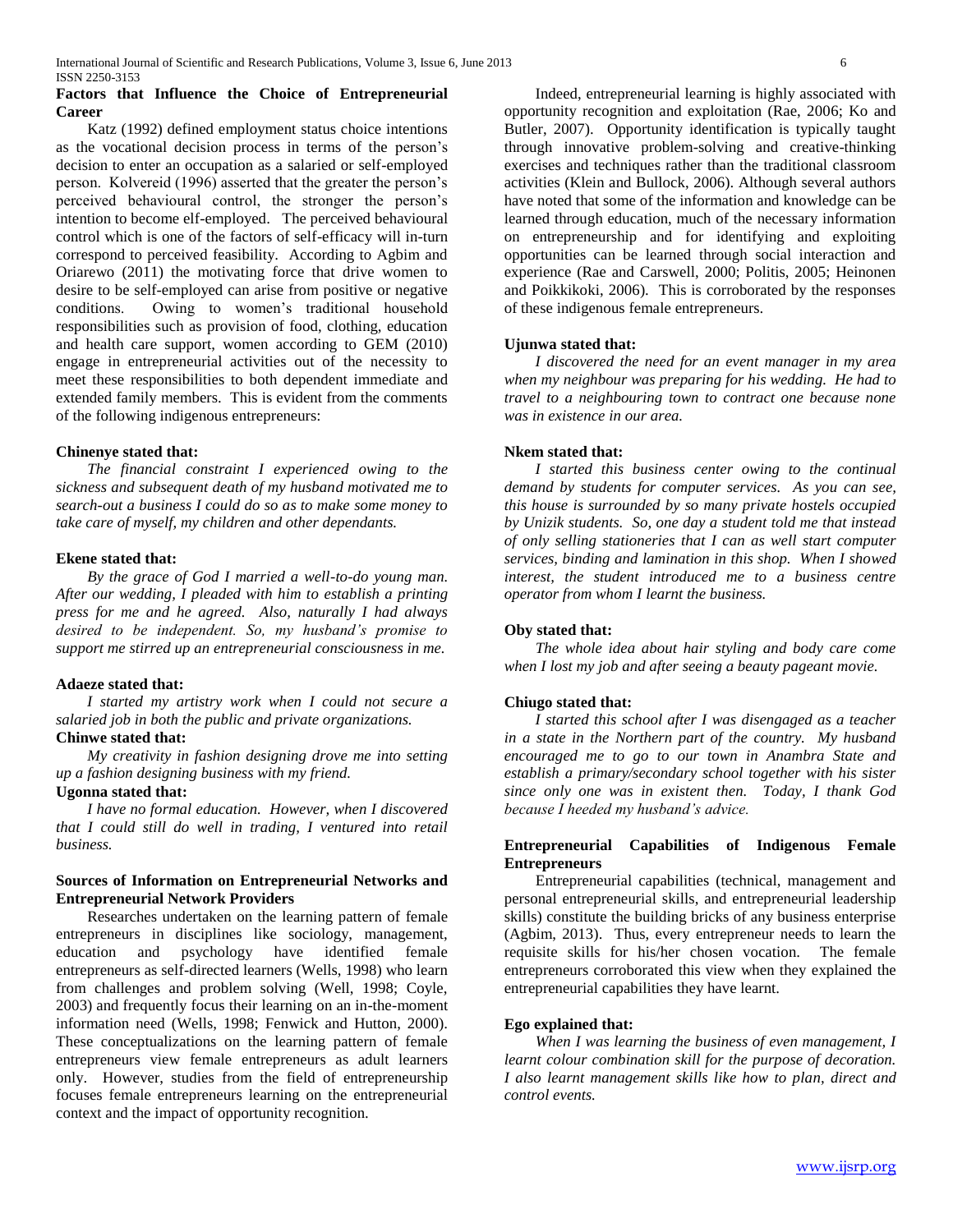## Factors that Influence the Choice of Entrepreneurial Career

Katz (1992) defined employment status choice intentions as the vocational decision process in terms of the person's decision to enter an occupation as a salaried or self-employed person. Kolvereid (1996) asserted that the greater the person's perceived behavioural control, the stronger the person's intention to become elf-employed. The perceived behavioural control which is one of the factors of self-efficacy will in-turn correspond to perceived feasibility. According to Agbim and Oriarewo (2011) the motivating force that drive women to desire to be self-employed can arise from positive or negative conditions. Owing to women's traditional household responsibilities such as provision of food, clothing, education and health care support, women according to GEM (2010) engage in entrepreneurial activities out of the necessity to meet these responsibilities to both dependent immediate and extended family members. This is evident from the comments of the following indigenous entrepreneurs:

**Chinenye stated that:**

*The financial constraint I experienced owing to the sickness and subsequent death of my husband motivated me to search-out a business I could do so as to make some money to take care of myself, my children and other dependants.*

**Ekene stated that:**

*By the grace of God I married a well-to-do young man. After our wedding, I pleaded with him to establish a printing press for me and he agreed. Also, naturally I had always desired to be independent. So, my husband's promise to support me stirred up an entrepreneurial consciousness in me.*

**Adaeze stated that:**

*I started my artistry work when I could not secure a salaried job in both the public and private organizations.*

**Chinwe stated that:**

*My creativity in fashion designing drove me into setting up a fashion designing business with my friend.*

**Ugonna stated that:**

*I have no formal education. However, when I discovered that I could still do well in trading, I ventured into retail business.*

## Sources of Information on Entrepreneurial Networks and Entrepreneurial Network Providers

Researches undertaken on the learning pattern of female entrepreneurs in disciplines like sociology, management, education and psychology have identified female entrepreneurs as self-directed learners (Wells, 1998) who learn from challenges and problem solving (Well, 1998; Coyle, 2003) and frequently focus their learning on an in-the-moment information need (Wells, 1998; Fenwick and Hutton, 2000). These conceptualizations on the learning pattern of female entrepreneurs view female entrepreneurs as adult learners only. However, studies from the field of entrepreneurship focuses female entrepreneurs learning on the entrepreneurial context and the impact of opportunity recognition.

Indeed, entrepreneurial learning is highly associated with opportunity recognition and exploitation (Rae, 2006; Ko and Butler, 2007). Opportunity identification is typically taught through innovative problem-solving and creative-thinking exercises and techniques rather than the traditional classroom activities (Klein and Bullock, 2006). Although several authors have noted that some of the information and knowledge can be learned through education, much of the necessary information on entrepreneurship and for identifying and exploiting opportunities can be learned through social interaction and experience (Rae and Carswell, 2000; Politis, 2005; Heinonen and Poikkikoki, 2006). This is corroborated by the responses of these indigenous female entrepreneurs.

**Ujunwa stated that:**

*I discovered the need for an event manager in my area when my neighbour was preparing for his wedding. He had to travel to a neighbouring town to contract one because none was in existence in our area.*

**Nkem stated that:**

*I started this business center owing to the continual demand by students for computer services. As you can see, this house is surrounded by so many private hostels occupied by Unizik students. So, one day a student told me that instead of only selling stationeries that I can as well start computer services, binding and lamination in this shop. When I showed interest, the student introduced me to a business centre operator from whom I learnt the business.*

**Oby stated that:**

*The whole idea about hair styling and body care come when I lost my job and after seeing a beauty pageant movie.*

**Chiugo stated that:**

*I started this school after I was disengaged as a teacher in a state in the Northern part of the country. My husband encouraged me to go to our town in Anambra State and establish a primary/secondary school together with his sister since only one was in existent then. Today, I thank God because I heeded my husband's advice.*

## Entrepreneurial Capabilities of Indigenous Female Entrepreneurs

Entrepreneurial capabilities (technical, management and personal entrepreneurial skills, and entrepreneurial leadership skills) constitute the building bricks of any business enterprise (Agbim, 2013). Thus, every entrepreneur needs to learn the requisite skills for his/her chosen vocation. The female entrepreneurs corroborated this view when they explained the entrepreneurial capabilities they have learnt.

**Ego explained that:**

*When I was learning the business of even management, I learnt colour combination skill for the purpose of decoration. I also learnt management skills like how to plan, direct and control events.*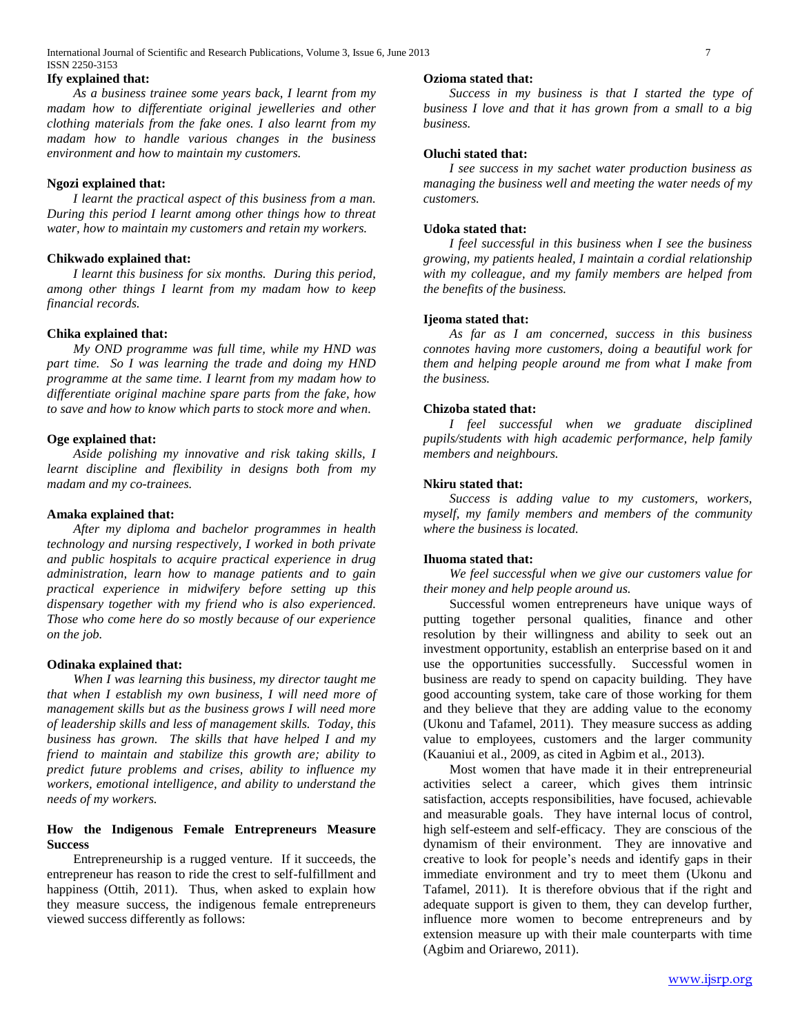**Ify explained that:**

*As a business trainee some years back, I learnt from my madam how to differentiate original jewelleries and other clothing materials from the fake ones. I also learnt from my madam how to handle various changes in the business environment and how to maintain my customers.*

**Ngozi explained that:**

*I learnt the practical aspect of this business from a man. During this period I learnt among other things how to threat water, how to maintain my customers and retain my workers.*

**Chikwado explained that:**

*I learnt this business for six months. During this period, among other things I learnt from my madam how to keep financial records.*

**Chika explained that:**

*My OND programme was full time, while my HND was part time. So I was learning the trade and doing my HND programme at the same time. I learnt from my madam how to differentiate original machine spare parts from the fake, how to save and how to know which parts to stock more and when.*

**Oge explained that:**

*Aside polishing my innovative and risk taking skills, I learnt discipline and flexibility in designs both from my madam and my co-trainees.*

**Amaka explained that:**

*After my diploma and bachelor programmes in health technology and nursing respectively, I worked in both private and public hospitals to acquire practical experience in drug administration, learn how to manage patients and to gain practical experience in midwifery before setting up this dispensary together with my friend who is also experienced. Those who come here do so mostly because of our experience on the job.*

**Odinaka explained that:**

*When I was learning this business, my director taught me that when I establish my own business, I will need more of management skills but as the business grows I will need more of leadership skills and less of management skills. Today, this business has grown. The skills that have helped I and my friend to maintain and stabilize this growth are; ability to predict future problems and crises, ability to influence my workers, emotional intelligence, and ability to understand the needs of my workers.*

**How the Indigenous Female Entrepreneurs Measure Success**

Entrepreneurship is a rugged venture. If it succeeds, the entrepreneur has reason to ride the crest to self-fulfillment and happiness (Ottih, 2011). Thus, when asked to explain how they measure success, the indigenous female entrepreneurs viewed success differently as follows:

**Ozioma stated that:**

*Success in my business is that I started the type of business I love and that it has grown from a small to a big business.*

**Oluchi stated that:**

*I see success in my sachet water production business as managing the business well and meeting the water needs of my customers.*

**Udoka stated that:**

*I feel successful in this business when I see the business growing, my patients healed, I maintain a cordial relationship with my colleague, and my family members are helped from the benefits of the business.*

**Ijeoma stated that:**

*As far as I am concerned, success in this business connotes having more customers, doing a beautiful work for them and helping people around me from what I make from the business.*

**Chizoba stated that:**

*I feel successful when we graduate disciplined pupils/students with high academic performance, help family members and neighbours.*

**Nkiru stated that:**

*Success is adding value to my customers, workers, myself, my family members and members of the community where the business is located.*

**Ihuoma stated that:**

*We feel successful when we give our customers value for their money and help people around us.*

Successful women entrepreneurs have unique ways of putting together personal qualities, finance and other resolution by their willingness and ability to seek out an investment opportunity, establish an enterprise based on it and use the opportunities successfully. Successful women in business are ready to spend on capacity building. They have good accounting system, take care of those working for them and they believe that they are adding value to the economy (Ukonu and Tafamel, 2011). They measure success as adding value to employees, customers and the larger community (Kauaniui et al., 2009, as cited in Agbim et al., 2013).

Most women that have made it in their entrepreneurial activities select a career, which gives them intrinsic satisfaction, accepts responsibilities, have focused, achievable and measurable goals. They have internal locus of control, high self-esteem and self-efficacy. They are conscious of the dynamism of their environment. They are innovative and creative to look for people's needs and identify gaps in their immediate environment and try to meet them (Ukonu and Tafamel, 2011). It is therefore obvious that if the right and adequate support is given to them, they can develop further, influence more women to become entrepreneurs and by extension measure up with their male counterparts with time (Agbim and Oriarewo, 2011).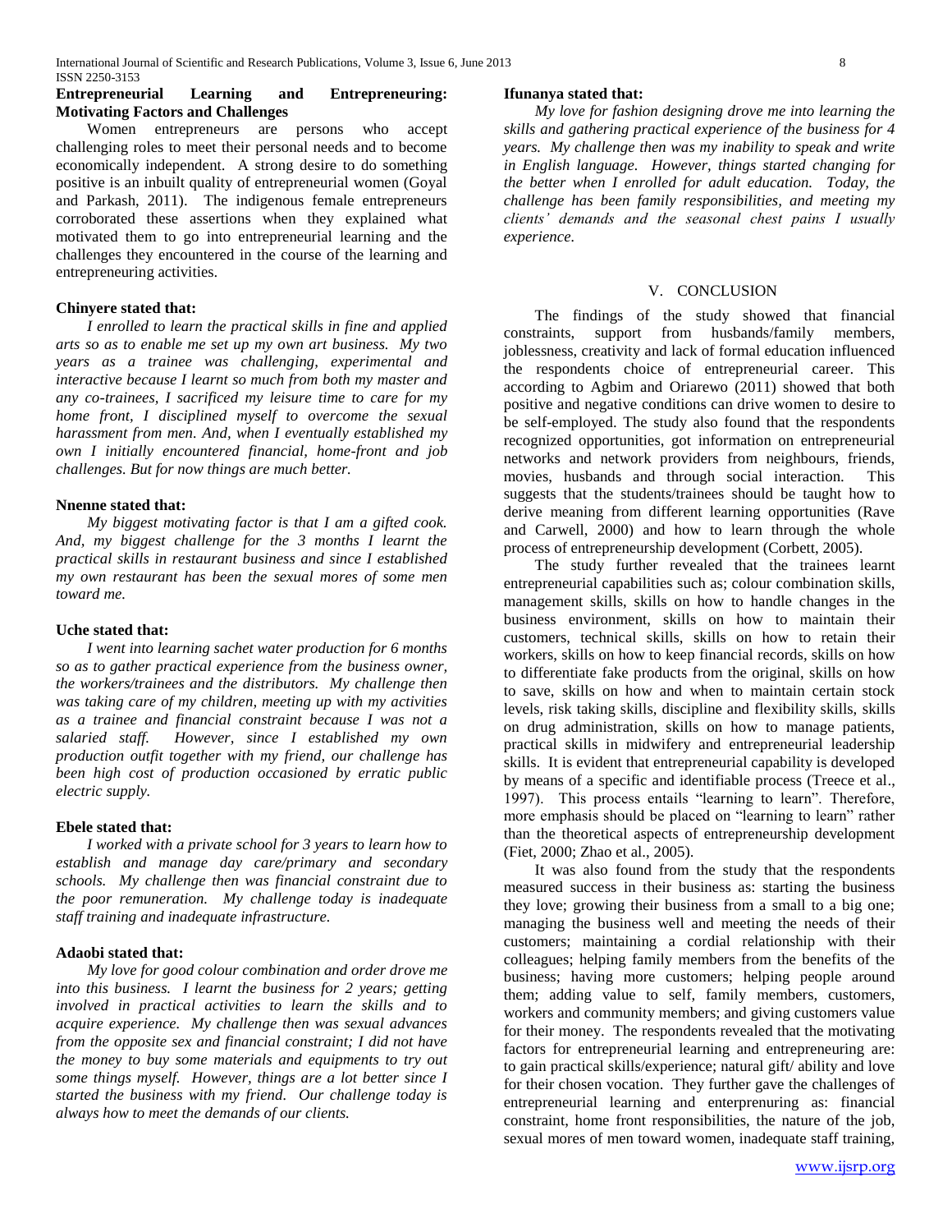### Entrepreneurial Learning and Entrepreneuring: Motivating Factors and Challenges

Women entrepreneurs are persons who accept challenging roles to meet their personal needs and to become economically independent. A strong desire to do something positive is an inbuilt quality of entrepreneurial women (Goyal and Parkash, 2011). The indigenous female entrepreneurs corroborated these assertions when they explained what motivated them to go into entrepreneurial learning and the challenges they encountered in the course of the learning and entrepreneuring activities.

**Chinyere stated that:**

*I enrolled to learn the practical skills in fine and applied arts so as to enable me set up my own art business. My two years as a trainee was challenging, experimental and interactive because I learnt so much from both my master and any co-trainees, I sacrificed my leisure time to care for my home front, I disciplined myself to overcome the sexual harassment from men. And, when I eventually established my own I initially encountered financial, home-front and job challenges. But for now things are much better.*

**Nnenne stated that:**

*My biggest motivating factor is that I am a gifted cook. And, my biggest challenge for the 3 months I learnt the practical skills in restaurant business and since I established my own restaurant has been the sexual mores of some men toward me.*

**Uche stated that:**

*I went into learning sachet water production for 6 months so as to gather practical experience from the business owner, the workers/trainees and the distributors. My challenge then was taking care of my children, meeting up with my activities as a trainee and financial constraint because I was not a salaried staff. However, since I established my own production outfit together with my friend, our challenge has been high cost of production occasioned by erratic public electric supply.*

**Ebele stated that:**

*I worked with a private school for 3 years to learn how to establish and manage day care/primary and secondary schools. My challenge then was financial constraint due to the poor remuneration. My challenge today is inadequate staff training and inadequate infrastructure.*

**Adaobi stated that:**

*My love for good colour combination and order drove me into this business. I learnt the business for 2 years; getting involved in practical activities to learn the skills and to acquire experience. My challenge then was sexual advances from the opposite sex and financial constraint; I did not have the money to buy some materials and equipments to try out some things myself. However, things are a lot better since I started the business with my friend. Our challenge today is always how to meet the demands of our clients.*

**Ifunanya stated that:**

*My love for fashion designing drove me into learning the skills and gathering practical experience of the business for 4 years. My challenge then was my inability to speak and write in English language. However, things started changing for the better when I enrolled for adult education. Today, the challenge has been family responsibilities, and meeting my clients' demands and the seasonal chest pains I usually experience.*

## V. Conclusion

The findings of the study showed that financial constraints, support from husbands/family members, joblessness, creativity and lack of formal education influenced the respondents choice of entrepreneurial career. This according to Agbim and Oriarewo (2011) showed that both positive and negative conditions can drive women to desire to be self-employed. The study also found that the respondents recognized opportunities, got information on entrepreneurial networks and network providers from neighbours, friends, movies, husbands and through social interaction. This suggests that the students/trainees should be taught how to derive meaning from different learning opportunities (Rave and Carwell, 2000) and how to learn through the whole process of entrepreneurship development (Corbett, 2005).

The study further revealed that the trainees learnt entrepreneurial capabilities such as; colour combination skills, management skills, skills on how to handle changes in the business environment, skills on how to maintain their customers, technical skills, skills on how to retain their workers, skills on how to keep financial records, skills on how to differentiate fake products from the original, skills on how to save, skills on how and when to maintain certain stock levels, risk taking skills, discipline and flexibility skills, skills on drug administration, skills on how to manage patients, practical skills in midwifery and entrepreneurial leadership skills. It is evident that entrepreneurial capability is developed by means of a specific and identifiable process (Treece et al., 1997). This process entails "learning to learn". Therefore, more emphasis should be placed on "learning to learn" rather than the theoretical aspects of entrepreneurship development (Fiet, 2000; Zhao et al., 2005).

It was also found from the study that the respondents measured success in their business as: starting the business they love; growing their business from a small to a big one; managing the business well and meeting the needs of their customers; maintaining a cordial relationship with their colleagues; helping family members from the benefits of the business; having more customers; helping people around them; adding value to self, family members, customers, workers and community members; and giving customers value for their money. The respondents revealed that the motivating factors for entrepreneurial learning and entrepreneuring are: to gain practical skills/experience; natural gift/ ability and love for their chosen vocation. They further gave the challenges of entrepreneurial learning and enterprenuring as: financial constraint, home front responsibilities, the nature of the job, sexual mores of men toward women, inadequate staff training,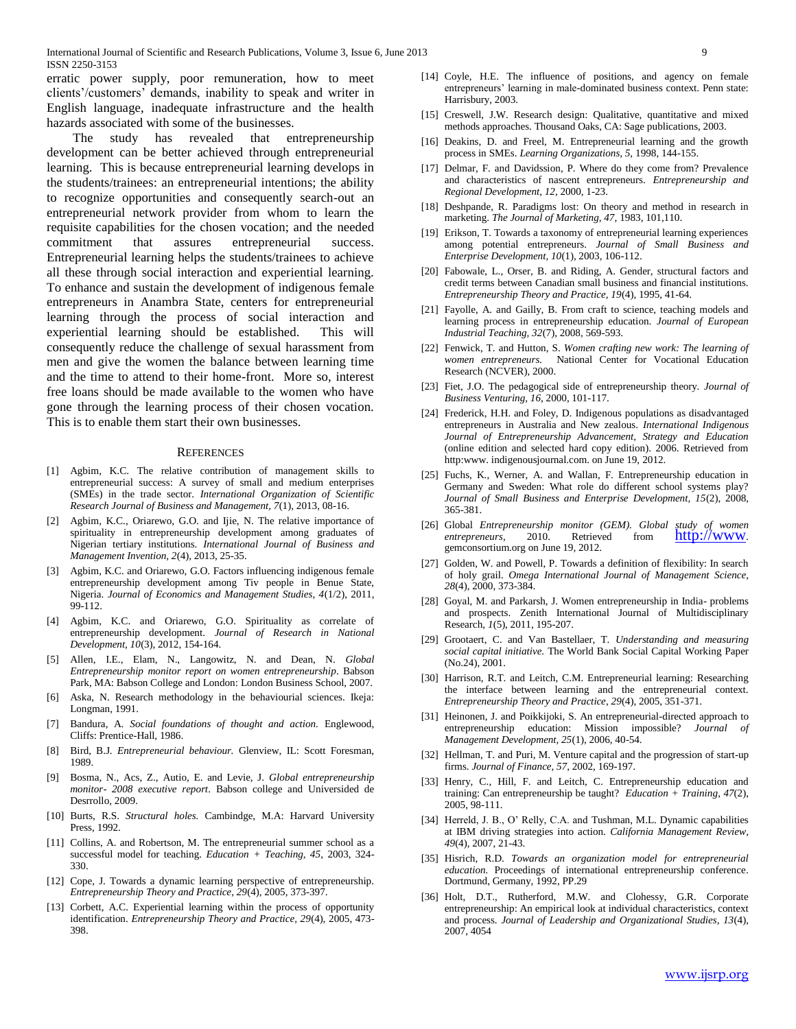erratic power supply, poor remuneration, how to meet clients'/customers' demands, inability to speak and writer in English language, inadequate infrastructure and the health hazards associated with some of the businesses.

The study has revealed that entrepreneurship development can be better achieved through entrepreneurial learning. This is because entrepreneurial learning develops in the students/trainees: an entrepreneurial intentions; the ability to recognize opportunities and consequently search-out an entrepreneurial network provider from whom to learn the requisite capabilities for the chosen vocation; and the needed commitment that assures entrepreneurial success. Entrepreneurial learning helps the students/trainees to achieve all these through social interaction and experiential learning. To enhance and sustain the development of indigenous female entrepreneurs in Anambra State, centers for entrepreneurial learning through the process of social interaction and experiential learning should be established. This will consequently reduce the challenge of sexual harassment from men and give the women the balance between learning time and the time to attend to their home-front. More so, interest free loans should be made available to the women who have gone through the learning process of their chosen vocation. This is to enable them start their own businesses.

## References

[1] Agbim, K.C. The relative contribution of management skills to entrepreneurial success: A survey of small and medium enterprises (SMEs) in the trade sector. *International Organization of Scientific Research Journal of Business and Management, 7*(1), 2013, 08-16.

[2] Agbim, K.C., Oriarewo, G.O. and Ijie, N. The relative importance of spirituality in entrepreneurship development among graduates of Nigerian tertiary institutions. *International Journal of Business and Management Invention, 2*(4), 2013, 25-35.

[3] Agbim, K.C. and Oriarewo, G.O. Factors influencing indigenous female entrepreneurship development among Tiv people in Benue State, Nigeria. *Journal of Economics and Management Studies, 4*(1/2), 2011, 99-112.

[4] Agbim, K.C. and Oriarewo, G.O. Spirituality as correlate of entrepreneurship development. *Journal of Research in National Development, 10*(3), 2012, 154-164.

[5] Allen, I.E., Elam, N., Langowitz, N. and Dean, N. *Global Entrepreneurship monitor report on women entrepreneurship*. Babson Park, MA: Babson College and London: London Business School, 2007.

[6] Aska, N. Research methodology in the behaviourial sciences. Ikeja: Longman, 1991.

[7] Bandura, A. *Social foundations of thought and action.* Englewood, Cliffs: Prentice-Hall, 1986.

[8] Bird, B.J. *Entrepreneurial behaviour.* Glenview, IL: Scott Foresman, 1989.

[9] Bosma, N., Acs, Z., Autio, E. and Levie, J. *Global entrepreneurship monitor- 2008 executive report*. Babson college and Universided de Desrrollo, 2009.

[10] Burts, R.S. *Structural holes.* Cambindge, M.A: Harvard University Press, 1992.

[11] Collins, A. and Robertson, M. The entrepreneurial summer school as a successful model for teaching. *Education + Teaching, 45*, 2003, 324-330.

[12] Cope, J. Towards a dynamic learning perspective of entrepreneurship. *Entrepreneurship Theory and Practice, 29*(4), 2005, 373-397.

[13] Corbett, A.C. Experiential learning within the process of opportunity identification. *Entrepreneurship Theory and Practice, 29*(4), 2005, 473-398.

[14] Coyle, H.E. The influence of positions, and agency on female entrepreneurs' learning in male-dominated business context. Penn state: Harrisbury, 2003.

[15] Creswell, J.W. Research design: Qualitative, quantitative and mixed methods approaches. Thousand Oaks, CA: Sage publications, 2003.

[16] Deakins, D. and Freel, M. Entrepreneurial learning and the growth process in SMEs. *Learning Organizations, 5*, 1998, 144-155.

[17] Delmar, F. and Davidssion, P. Where do they come from? Prevalence and characteristics of nascent entrepreneurs. *Entrepreneurship and Regional Development, 12*, 2000, 1-23.

[18] Deshpande, R. Paradigms lost: On theory and method in research in marketing. *The Journal of Marketing, 47*, 1983, 101,110.

[19] Erikson, T. Towards a taxonomy of entrepreneurial learning experiences among potential entrepreneurs. *Journal of Small Business and Enterprise Development, 10*(1), 2003, 106-112.

[20] Fabowale, L., Orser, B. and Riding, A. Gender, structural factors and credit terms between Canadian small business and financial institutions. *Entrepreneurship Theory and Practice, 19*(4), 1995, 41-64.

[21] Fayolle, A. and Gailly, B. From craft to science, teaching models and learning process in entrepreneurship education. *Journal of European Industrial Teaching, 32*(7), 2008, 569-593.

[22] Fenwick, T. and Hutton, S. *Women crafting new work: The learning of women entrepreneurs.* National Center for Vocational Education Research (NCVER), 2000.

[23] Fiet, J.O. The pedagogical side of entrepreneurship theory. *Journal of Business Venturing, 16*, 2000, 101-117.

[24] Frederick, H.H. and Foley, D. Indigenous populations as disadvantaged entrepreneurs in Australia and New zealous. *International Indigenous Journal of Entrepreneurship Advancement, Strategy and Education* (online edition and selected hard copy edition). 2006. Retrieved from http:www. indigenousjournal.com. on June 19, 2012.

[25] Fuchs, K., Werner, A. and Wallan, F. Entrepreneurship education in Germany and Sweden: What role do different school systems play? *Journal of Small Business and Enterprise Development, 15*(2), 2008, 365-381.

[26] Global *Entrepreneurship monitor (GEM). Global study of women entrepreneurs*, 2010. Retrieved from http://www. gemconsortium.org on June 19, 2012.

[27] Golden, W. and Powell, P. Towards a definition of flexibility: In search of holy grail. *Omega International Journal of Management Science, 28*(4), 2000, 373-384.

[28] Goyal, M. and Parkarsh, J. Women entrepreneurship in India- problems and prospects. Zenith International Journal of Multidisciplinary Research, *1*(5), 2011, 195-207.

[29] Grootaert, C. and Van Bastellaer, T. *Understanding and measuring social capital initiative.* The World Bank Social Capital Working Paper (No.24), 2001.

[30] Harrison, R.T. and Leitch, C.M. Entrepreneurial learning: Researching the interface between learning and the entrepreneurial context. *Entrepreneurship Theory and Practice, 29*(4), 2005, 351-371.

[31] Heinonen, J. and Poikkijoki, S. An entrepreneurial-directed approach to entrepreneurship education: Mission impossible? *Journal of Management Development, 25*(1), 2006, 40-54.

[32] Hellman, T. and Puri, M. Venture capital and the progression of start-up firms. *Journal of Finance, 57*, 2002, 169-197.

[33] Henry, C., Hill, F. and Leitch, C. Entrepreneurship education and training: Can entrepreneurship be taught? *Education + Training, 47*(2), 2005, 98-111.

[34] Herreld, J. B., O' Relly, C.A. and Tushman, M.L. Dynamic capabilities at IBM driving strategies into action. *California Management Review, 49*(4), 2007, 21-43.

[35] Hisrich, R.D. *Towards an organization model for entrepreneurial education.* Proceedings of international entrepreneurship conference. Dortmund, Germany, 1992, PP.29

[36] Holt, D.T., Rutherford, M.W. and Clohessy, G.R. Corporate entrepreneurship: An empirical look at individual characteristics, context and process. *Journal of Leadership and Organizational Studies, 13*(4), 2007, 4054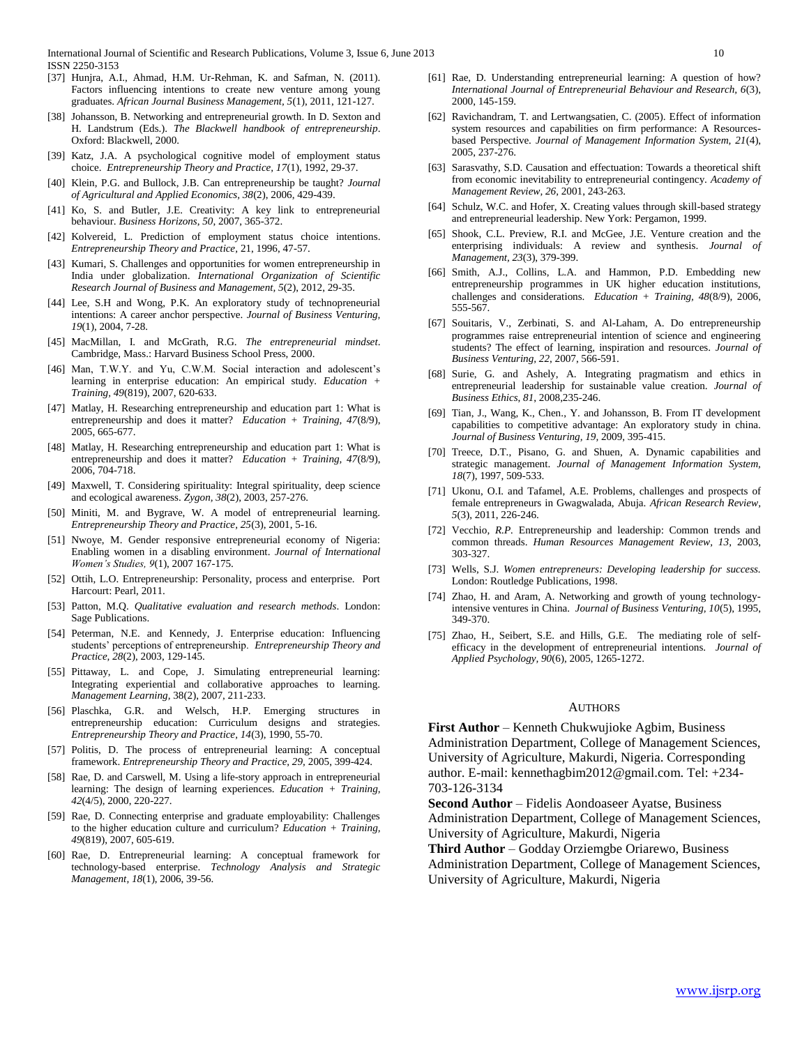[37] Hunjra, A.I., Ahmad, H.M. Ur-Rehman, K. and Safman, N. (2011). Factors influencing intentions to create new venture among young graduates. *African Journal Business Management*, *5*(1), 2011, 121-127.

[38] Johansson, B. Networking and entrepreneurial growth. In D. Sexton and H. Landstrum (Eds.). *The Blackwell handbook of entrepreneurship*. Oxford: Blackwell, 2000.

[39] Katz, J.A. A psychological cognitive model of employment status choice. *Entrepreneurship Theory and Practice*, *17*(1), 1992, 29-37.

[40] Klein, P.G. and Bullock, J.B. Can entrepreneurship be taught? *Journal of Agricultural and Applied Economics*, *38*(2), 2006, 429-439.

[41] Ko, S. and Butler, J.E. Creativity: A key link to entrepreneurial behaviour. *Business Horizons, 50,* 2007, 365-372.

[42] Kolvereid, L. Prediction of employment status choice intentions. *Entrepreneurship Theory and Practice*, 21, 1996, 47-57.

[43] Kumari, S. Challenges and opportunities for women entrepreneurship in India under globalization. *International Organization of Scientific Research Journal of Business and Management*, *5*(2), 2012, 29-35.

[44] Lee, S.H and Wong, P.K. An exploratory study of technopreneurial intentions: A career anchor perspective. *Journal of Business Venturing, 19*(1), 2004, 7-28.

[45] MacMillan, I. and McGrath, R.G. *The entrepreneurial mindset*. Cambridge, Mass.: Harvard Business School Press, 2000.

[46] Man, T.W.Y. and Yu, C.W.M. Social interaction and adolescent's learning in enterprise education: An empirical study. *Education + Training*, *49*(819), 2007, 620-633.

[47] Matlay, H. Researching entrepreneurship and education part 1: What is entrepreneurship and does it matter? *Education + Training, 47*(8/9), 2005, 665-677.

[48] Matlay, H. Researching entrepreneurship and education part 1: What is entrepreneurship and does it matter? *Education + Training, 47*(8/9), 2006, 704-718.

[49] Maxwell, T. Considering spirituality: Integral spirituality, deep science and ecological awareness. *Zygon, 38*(2), 2003, 257-276.

[50] Miniti, M. and Bygrave, W. A model of entrepreneurial learning. *Entrepreneurship Theory and Practice, 25*(3), 2001, 5-16.

[51] Nwoye, M. Gender responsive entrepreneurial economy of Nigeria: Enabling women in a disabling environment. *Journal of International Women's Studies, 9*(1), 2007 167-175.

[52] Ottih, L.O. Entrepreneurship: Personality, process and enterprise. Port Harcourt: Pearl, 2011.

[53] Patton, M.Q. *Qualitative evaluation and research methods*. London: Sage Publications.

[54] Peterman, N.E. and Kennedy, J. Enterprise education: Influencing students' perceptions of entrepreneurship. *Entrepreneurship Theory and Practice, 28*(2), 2003, 129-145.

[55] Pittaway, L. and Cope, J. Simulating entrepreneurial learning: Integrating experiential and collaborative approaches to learning. *Management Learning,* 38(2), 2007, 211-233.

[56] Plaschka, G.R. and Welsch, H.P. Emerging structures in entrepreneurship education: Curriculum designs and strategies. *Entrepreneurship Theory and Practice, 14*(3), 1990, 55-70.

[57] Politis, D. The process of entrepreneurial learning: A conceptual framework. *Entrepreneurship Theory and Practice, 29,* 2005, 399-424.

[58] Rae, D. and Carswell, M. Using a life-story approach in entrepreneurial learning: The design of learning experiences. *Education + Training, 42*(4/5), 2000, 220-227.

[59] Rae, D. Connecting enterprise and graduate employability: Challenges to the higher education culture and curriculum? *Education + Training, 49*(819), 2007, 605-619.

[60] Rae, D. Entrepreneurial learning: A conceptual framework for technology-based enterprise. *Technology Analysis and Strategic Management, 18*(1), 2006, 39-56.

[61] Rae, D. Understanding entrepreneurial learning: A question of how? *International Journal of Entrepreneurial Behaviour and Research, 6*(3), 2000, 145-159.

[62] Ravichandram, T. and Lertwangsatien, C. (2005). Effect of information system resources and capabilities on firm performance: A Resources-based Perspective. *Journal of Management Information System, 21*(4), 2005, 237-276.

[63] Sarasvathy, S.D. Causation and effectuation: Towards a theoretical shift from economic inevitability to entrepreneurial contingency. *Academy of Management Review, 26,* 2001, 243-263.

[64] Schulz, W.C. and Hofer, X. Creating values through skill-based strategy and entrepreneurial leadership. New York: Pergamon, 1999.

[65] Shook, C.L. Preview, R.I. and McGee, J.E. Venture creation and the enterprising individuals: A review and synthesis. *Journal of Management, 23*(3), 379-399.

[66] Smith, A.J., Collins, L.A. and Hammon, P.D. Embedding new entrepreneurship programmes in UK higher education institutions, challenges and considerations. *Education + Training, 48*(8/9), 2006, 555-567.

[67] Souitaris, V., Zerbinati, S. and Al-Laham, A. Do entrepreneurship programmes raise entrepreneurial intention of science and engineering students? The effect of learning, inspiration and resources. *Journal of Business Venturing, 22,* 2007, 566-591.

[68] Surie, G. and Ashely, A. Integrating pragmatism and ethics in entrepreneurial leadership for sustainable value creation. *Journal of Business Ethics, 81,* 2008,235-246.

[69] Tian, J., Wang, K., Chen., Y. and Johansson, B. From IT development capabilities to competitive advantage: An exploratory study in china. *Journal of Business Venturing, 19,* 2009, 395-415.

[70] Treece, D.T., Pisano, G. and Shuen, A. Dynamic capabilities and strategic management. *Journal of Management Information System, 18*(7), 1997, 509-533.

[71] Ukonu, O.I. and Tafamel, A.E. Problems, challenges and prospects of female entrepreneurs in Gwagwalada, Abuja. *African Research Review, 5*(3), 2011, 226-246.

[72] Vecchio, *R.P.* Entrepreneurship and leadership: Common trends and common threads. *Human Resources Management Review, 13,* 2003, 303-327.

[73] Wells, S.J. *Women entrepreneurs: Developing leadership for success.* London: Routledge Publications, 1998.

[74] Zhao, H. and Aram, A. Networking and growth of young technology-intensive ventures in China. *Journal of Business Venturing, 10*(5), 1995, 349-370.

[75] Zhao, H., Seibert, S.E. and Hills, G.E. The mediating role of self-efficacy in the development of entrepreneurial intentions. *Journal of Applied Psychology, 90*(6), 2005, 1265-1272.

## AUTHORS

**First Author** – Kenneth Chukwujioke Agbim, Business Administration Department, College of Management Sciences, University of Agriculture, Makurdi, Nigeria. Corresponding author. E-mail: kennethagbim2012@gmail.com. Tel: +234-703-126-3134

**Second Author** – Fidelis Aondoaseer Ayatse, Business Administration Department, College of Management Sciences, University of Agriculture, Makurdi, Nigeria

**Third Author** – Godday Orziemgbe Oriarewo, Business Administration Department, College of Management Sciences, University of Agriculture, Makurdi, Nigeria